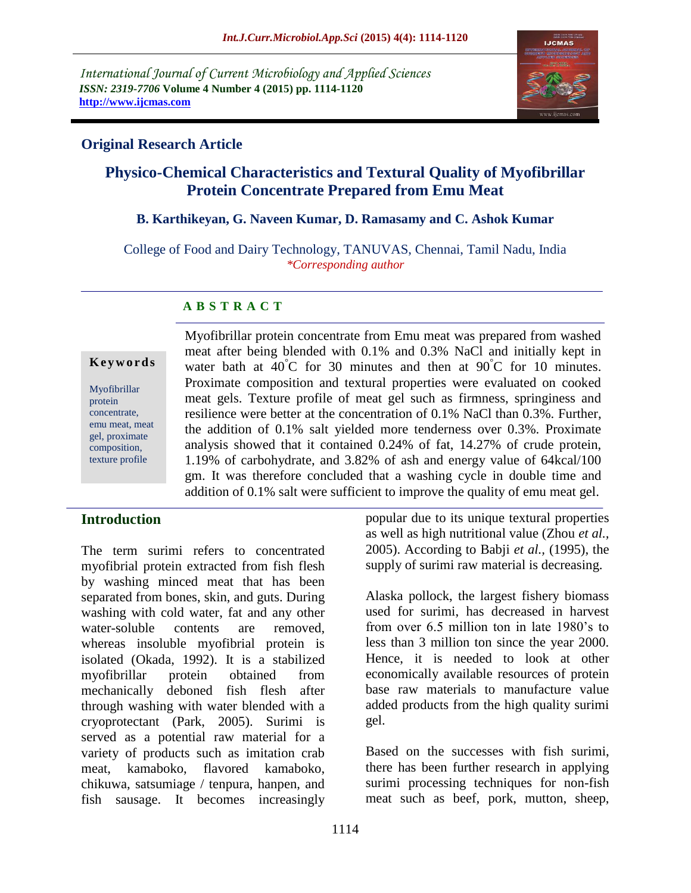International Journal of Current Microbiology and Applied Sciences
*ISSN: 2319-7706* **Volume 4 Number 4 (2015) pp. 1114-1120**
**http://www.ijcmas.com**

**Original Research Article**

# Physico-Chemical Characteristics and Textural Quality of Myofibrillar Protein Concentrate Prepared from Emu Meat

**B. Karthikeyan, G. Naveen Kumar, D. Ramasamy and C. Ashok Kumar**

College of Food and Dairy Technology, TANUVAS, Chennai, Tamil Nadu, India
*\*Corresponding author*

## A B S T R A C T

**Keywords**

Myofibrillar protein concentrate, emu meat, meat gel, proximate composition, texture profile

Myofibrillar protein concentrate from Emu meat was prepared from washed meat after being blended with 0.1% and 0.3% NaCl and initially kept in water bath at 40°C for 30 minutes and then at 90°C for 10 minutes. Proximate composition and textural properties were evaluated on cooked meat gels. Texture profile of meat gel such as firmness, springiness and resilience were better at the concentration of 0.1% NaCl than 0.3%. Further, the addition of 0.1% salt yielded more tenderness over 0.3%. Proximate analysis showed that it contained 0.24% of fat, 14.27% of crude protein, 1.19% of carbohydrate, and 3.82% of ash and energy value of 64kcal/100 gm. It was therefore concluded that a washing cycle in double time and addition of 0.1% salt were sufficient to improve the quality of emu meat gel.

## Introduction

The term surimi refers to concentrated myofibrial protein extracted from fish flesh by washing minced meat that has been separated from bones, skin, and guts. During washing with cold water, fat and any other water-soluble contents are removed, whereas insoluble myofibrial protein is isolated (Okada, 1992). It is a stabilized myofibrillar protein obtained from mechanically deboned fish flesh after through washing with water blended with a cryoprotectant (Park, 2005). Surimi is served as a potential raw material for a variety of products such as imitation crab meat, kamaboko, flavored kamaboko, chikuwa, satsumiage / tenpura, hanpen, and fish sausage. It becomes increasingly popular due to its unique textural properties as well as high nutritional value (Zhou *et al.*, 2005). According to Babji *et al.,* (1995), the supply of surimi raw material is decreasing.

Alaska pollock, the largest fishery biomass used for surimi, has decreased in harvest from over 6.5 million ton in late 1980's to less than 3 million ton since the year 2000. Hence, it is needed to look at other economically available resources of protein base raw materials to manufacture value added products from the high quality surimi gel.

Based on the successes with fish surimi, there has been further research in applying surimi processing techniques for non-fish meat such as beef, pork, mutton, sheep,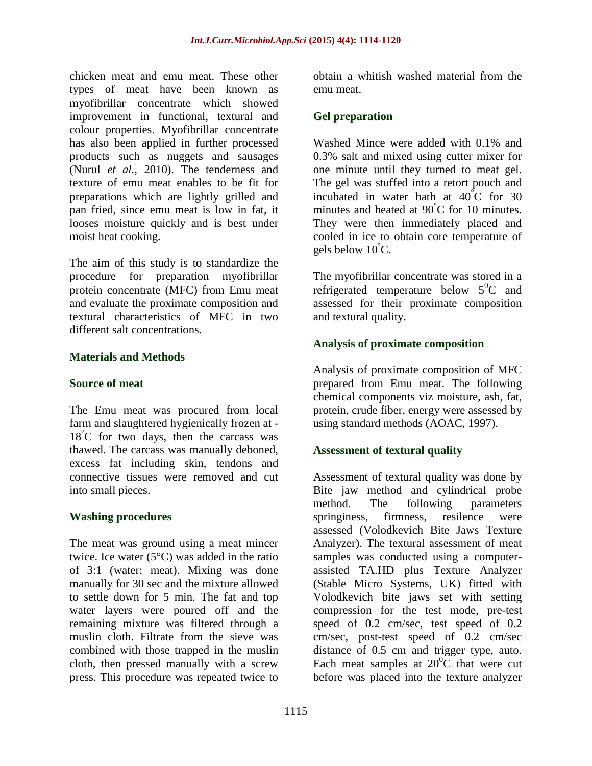chicken meat and emu meat. These other types of meat have been known as myofibrillar concentrate which showed improvement in functional, textural and colour properties. Myofibrillar concentrate has also been applied in further processed products such as nuggets and sausages (Nurul *et al.,* 2010). The tenderness and texture of emu meat enables to be fit for preparations which are lightly grilled and pan fried, since emu meat is low in fat, it looses moisture quickly and is best under moist heat cooking.

The aim of this study is to standardize the procedure for preparation myofibrillar protein concentrate (MFC) from Emu meat and evaluate the proximate composition and textural characteristics of MFC in two different salt concentrations.

## Materials and Methods

### Source of meat

The Emu meat was procured from local farm and slaughtered hygienically frozen at -18°C for two days, then the carcass was thawed. The carcass was manually deboned, excess fat including skin, tendons and connective tissues were removed and cut into small pieces.

### Washing procedures

The meat was ground using a meat mincer twice. Ice water (5°C) was added in the ratio of 3:1 (water: meat). Mixing was done manually for 30 sec and the mixture allowed to settle down for 5 min. The fat and top water layers were poured off and the remaining mixture was filtered through a muslin cloth. Filtrate from the sieve was combined with those trapped in the muslin cloth, then pressed manually with a screw press. This procedure was repeated twice to obtain a whitish washed material from the emu meat.

### Gel preparation

Washed Mince were added with 0.1% and 0.3% salt and mixed using cutter mixer for one minute until they turned to meat gel. The gel was stuffed into a retort pouch and incubated in water bath at 40°C for 30 minutes and heated at 90°C for 10 minutes. They were then immediately placed and cooled in ice to obtain core temperature of gels below 10°C.

The myofibrillar concentrate was stored in a refrigerated temperature below $5^0$C and assessed for their proximate composition and textural quality.

### Analysis of proximate composition

Analysis of proximate composition of MFC prepared from Emu meat. The following chemical components viz moisture, ash, fat, protein, crude fiber, energy were assessed by using standard methods (AOAC, 1997).

### Assessment of textural quality

Assessment of textural quality was done by Bite jaw method and cylindrical probe method. The following parameters springiness, firmness, resilence were assessed (Volodkevich Bite Jaws Texture Analyzer). The textural assessment of meat samples was conducted using a computer-assisted TA.HD plus Texture Analyzer (Stable Micro Systems, UK) fitted with Volodkevich bite jaws set with setting compression for the test mode, pre-test speed of 0.2 cm/sec, test speed of 0.2 cm/sec, post-test speed of 0.2 cm/sec distance of 0.5 cm and trigger type, auto. Each meat samples at $20^0$C that were cut before was placed into the texture analyzer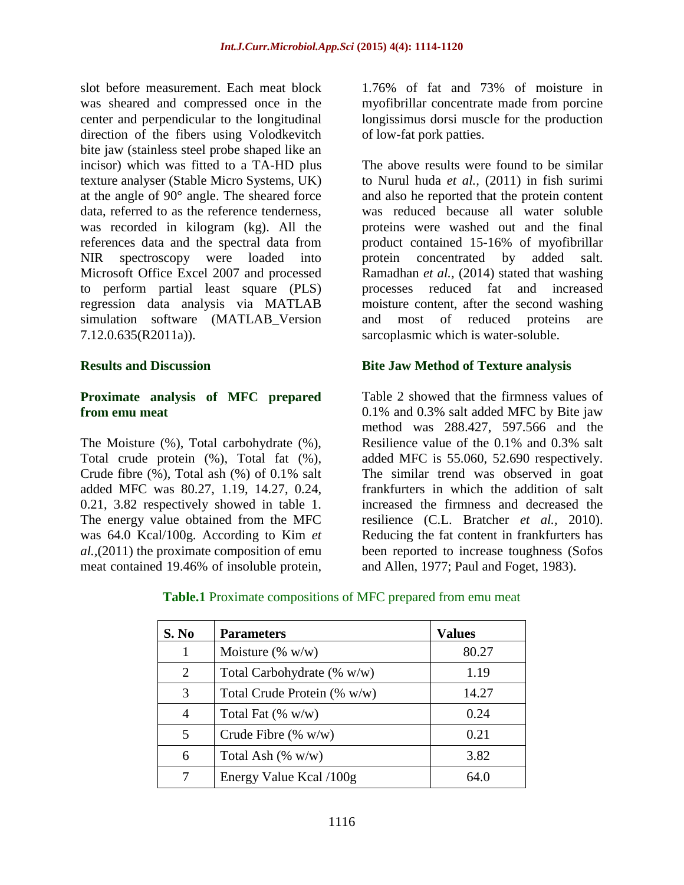slot before measurement. Each meat block was sheared and compressed once in the center and perpendicular to the longitudinal direction of the fibers using Volodkevitch bite jaw (stainless steel probe shaped like an incisor) which was fitted to a TA-HD plus texture analyser (Stable Micro Systems, UK) at the angle of 90° angle. The sheared force data, referred to as the reference tenderness, was recorded in kilogram (kg). All the references data and the spectral data from NIR spectroscopy were loaded into Microsoft Office Excel 2007 and processed to perform partial least square (PLS) regression data analysis via MATLAB simulation software (MATLAB_Version 7.12.0.635(R2011a)).

## Results and Discussion

### Proximate analysis of MFC prepared from emu meat

The Moisture (%), Total carbohydrate (%), Total crude protein (%), Total fat (%), Crude fibre (%), Total ash (%) of 0.1% salt added MFC was 80.27, 1.19, 14.27, 0.24, 0.21, 3.82 respectively showed in table 1. The energy value obtained from the MFC was 64.0 Kcal/100g. According to Kim *et al.*,(2011) the proximate composition of emu meat contained 19.46% of insoluble protein, 1.76% of fat and 73% of moisture in myofibrillar concentrate made from porcine longissimus dorsi muscle for the production of low-fat pork patties.

The above results were found to be similar to Nurul huda *et al.*, (2011) in fish surimi and also he reported that the protein content was reduced because all water soluble proteins were washed out and the final product contained 15-16% of myofibrillar protein concentrated by added salt. Ramadhan *et al.*, (2014) stated that washing processes reduced fat and increased moisture content, after the second washing and most of reduced proteins are sarcoplasmic which is water-soluble.

### Bite Jaw Method of Texture analysis

Table 2 showed that the firmness values of 0.1% and 0.3% salt added MFC by Bite jaw method was 288.427, 597.566 and the Resilience value of the 0.1% and 0.3% salt added MFC is 55.060, 52.690 respectively. The similar trend was observed in goat frankfurters in which the addition of salt increased the firmness and decreased the resilience (C.L. Bratcher *et al.,* 2010). Reducing the fat content in frankfurters has been reported to increase toughness (Sofos and Allen, 1977; Paul and Foget, 1983).

**Table.1** Proximate compositions of MFC prepared from emu meat

| S. No | Parameters | Values |
|---|---|---|
| 1 | Moisture (% w/w) | 80.27 |
| 2 | Total Carbohydrate (% w/w) | 1.19 |
| 3 | Total Crude Protein (% w/w) | 14.27 |
| 4 | Total Fat (% w/w) | 0.24 |
| 5 | Crude Fibre (% w/w) | 0.21 |
| 6 | Total Ash (% w/w) | 3.82 |
| 7 | Energy Value Kcal /100g | 64.0 |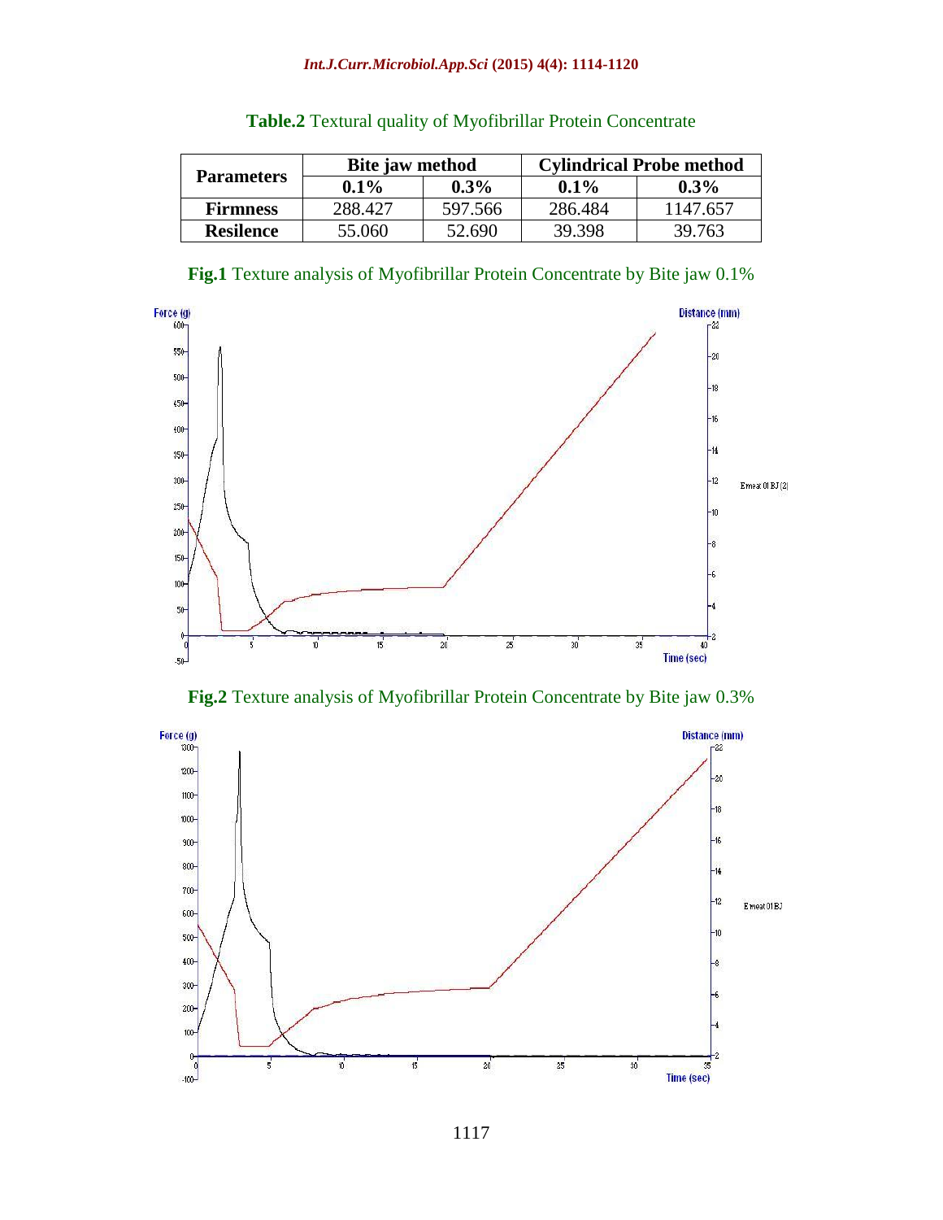**Table.2** Textural quality of Myofibrillar Protein Concentrate

| Parameters | Bite jaw method | | Cylindrical Probe method | |
|---|---|---|---|---|
| | 0.1% | 0.3% | 0.1% | 0.3% |
| **Firmness** | 288.427 | 597.566 | 286.484 | 1147.657 |
| **Resilence** | 55.060 | 52.690 | 39.398 | 39.763 |

**Fig.1** Texture analysis of Myofibrillar Protein Concentrate by Bite jaw 0.1%

**Fig.2** Texture analysis of Myofibrillar Protein Concentrate by Bite jaw 0.3%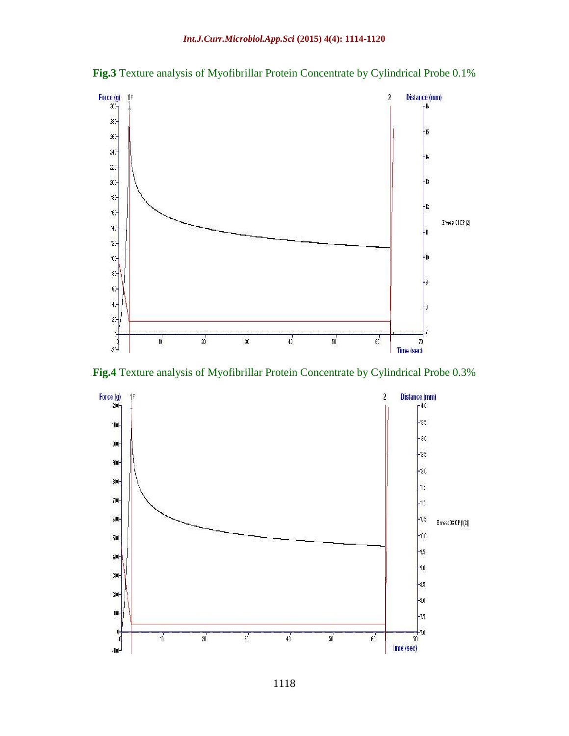**Fig.3** Texture analysis of Myofibrillar Protein Concentrate by Cylindrical Probe 0.1%

**Fig.4** Texture analysis of Myofibrillar Protein Concentrate by Cylindrical Probe 0.3%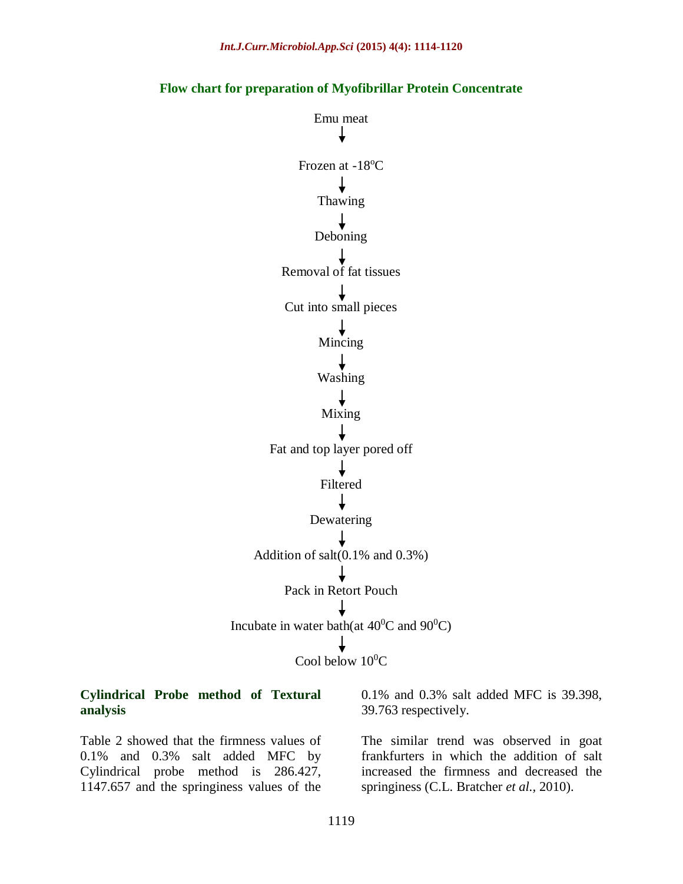## Flow chart for preparation of Myofibrillar Protein Concentrate

Emu meat

↓

Frozen at -18$^{o}$C

↓

Thawing

↓

Deboning

↓

Removal of fat tissues

↓

Cut into small pieces

↓

Mincing

↓

Washing

↓

Mixing

↓

Fat and top layer pored off

↓

Filtered

↓

Dewatering

↓

Addition of salt(0.1% and 0.3%)

↓

Pack in Retort Pouch

↓

Incubate in water bath(at 40$^{0}$C and 90$^{0}$C)

↓

Cool below 10$^{0}$C

### Cylindrical Probe method of Textural analysis

Table 2 showed that the firmness values of 0.1% and 0.3% salt added MFC by Cylindrical probe method is 286.427, 1147.657 and the springiness values of the 0.1% and 0.3% salt added MFC is 39.398, 39.763 respectively.

The similar trend was observed in goat frankfurters in which the addition of salt increased the firmness and decreased the springiness (C.L. Bratcher *et al.*, 2010).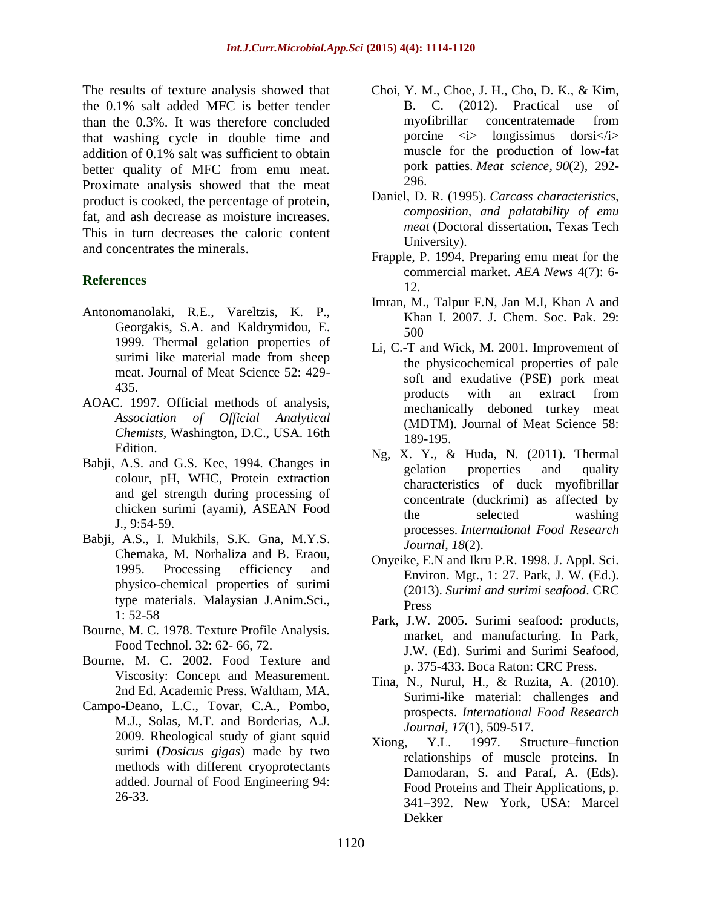The results of texture analysis showed that the 0.1% salt added MFC is better tender than the 0.3%. It was therefore concluded that washing cycle in double time and addition of 0.1% salt was sufficient to obtain better quality of MFC from emu meat. Proximate analysis showed that the meat product is cooked, the percentage of protein, fat, and ash decrease as moisture increases. This in turn decreases the caloric content and concentrates the minerals.

## References

Antonomanolaki, R.E., Vareltzis, K. P., Georgakis, S.A. and Kaldrymidou, E. 1999. Thermal gelation properties of surimi like material made from sheep meat. Journal of Meat Science 52: 429-435.

AOAC. 1997. Official methods of analysis, *Association of Official Analytical Chemists*, Washington, D.C., USA. 16th Edition.

Babji, A.S. and G.S. Kee, 1994. Changes in colour, pH, WHC, Protein extraction and gel strength during processing of chicken surimi (ayami), ASEAN Food J., 9:54-59.

Babji, A.S., I. Mukhils, S.K. Gna, M.Y.S. Chemaka, M. Norhaliza and B. Eraou, 1995. Processing efficiency and physico-chemical properties of surimi type materials. Malaysian J.Anim.Sci., 1: 52-58

Bourne, M. C. 1978. Texture Profile Analysis. Food Technol. 32: 62- 66, 72.

Bourne, M. C. 2002. Food Texture and Viscosity: Concept and Measurement. 2nd Ed. Academic Press. Waltham, MA.

Campo-Deano, L.C., Tovar, C.A., Pombo, M.J., Solas, M.T. and Borderias, A.J. 2009. Rheological study of giant squid surimi (*Dosicus gigas*) made by two methods with different cryoprotectants added. Journal of Food Engineering 94: 26-33.

Choi, Y. M., Choe, J. H., Cho, D. K., & Kim, B. C. (2012). Practical use of myofibrillar concentratemade from porcine <i> longissimus dorsi</i> muscle for the production of low-fat pork patties. *Meat science*, *90*(2), 292-296.

Daniel, D. R. (1995). *Carcass characteristics, composition, and palatability of emu meat* (Doctoral dissertation, Texas Tech University).

Frapple, P. 1994. Preparing emu meat for the commercial market. *AEA News* 4(7): 6-12.

Imran, M., Talpur F.N, Jan M.I, Khan A and Khan I. 2007. J. Chem. Soc. Pak. 29: 500

Li, C.-T and Wick, M. 2001. Improvement of the physicochemical properties of pale soft and exudative (PSE) pork meat products with an extract from mechanically deboned turkey meat (MDTM). Journal of Meat Science 58: 189-195.

Ng, X. Y., & Huda, N. (2011). Thermal gelation properties and quality characteristics of duck myofibrillar concentrate (duckrimi) as affected by the selected washing processes. *International Food Research Journal*, *18*(2).

Onyeike, E.N and Ikru P.R. 1998. J. Appl. Sci. Environ. Mgt., 1: 27. Park, J. W. (Ed.). (2013). *Surimi and surimi seafood*. CRC Press

Park, J.W. 2005. Surimi seafood: products, market, and manufacturing. In Park, J.W. (Ed). Surimi and Surimi Seafood, p. 375-433. Boca Raton: CRC Press.

Tina, N., Nurul, H., & Ruzita, A. (2010). Surimi-like material: challenges and prospects. *International Food Research Journal*, *17*(1), 509-517.

Xiong, Y.L. 1997. Structure–function relationships of muscle proteins. In Damodaran, S. and Paraf, A. (Eds). Food Proteins and Their Applications, p. 341–392. New York, USA: Marcel Dekker